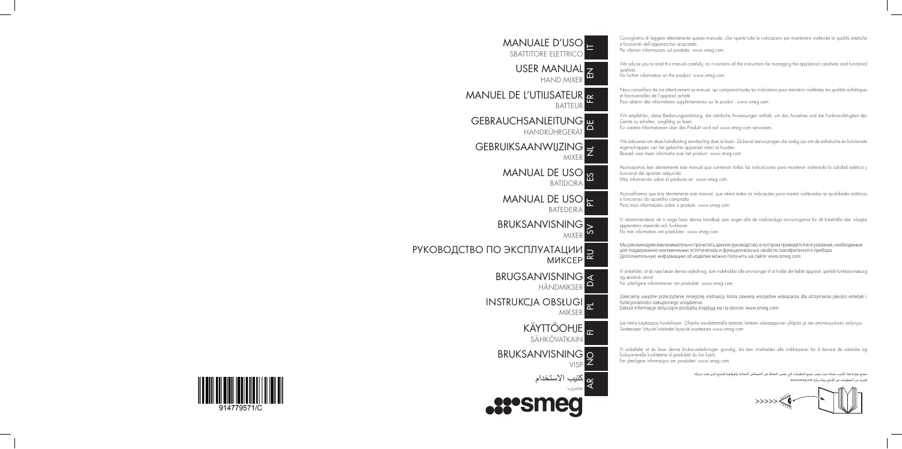# MANUALE D'USO
## SBATTITORE ELETTRICO
IT

Consigliamo di leggere attentamente questo manuale, che riporta tutte le indicazioni per mantenere inalterate le qualità estetiche e funzionali dell'apparecchio acquistato.
Per ulteriori informazioni sul prodotto: www.smeg.com

# USER MANUAL
## HAND MIXER
EN

We advise you to read this manual carefully, as it contains all the instructions for managing the appliance's aesthetic and functional qualities.
For further information on the product: www.smeg.com

# MANUEL DE L'UTILISATEUR
## BATTEUR
FR

Nous conseillons de lire attentivement ce manuel, qui comprend toutes les indications pour maintenir inaltérées les qualités esthétiques et fonctionnelles de l'appareil acheté.
Pour obtenir des informations supplémentaires sur le produit : www.smeg.com

# GEBRAUCHSANLEITUNG
## HANDRÜHRGERÄT
DE

Wir empfehlen, diese Bedienungsanleitung, die sämtliche Anweisungen enthält, um das Aussehen und die Funktionsfähigkeit des Geräts zu erhalten, sorgfältig zu lesen.
Für weitere Informationen über das Produkt wird auf www.smeg.com verwiesen

# GEBRUIKSAANWIJZING
## MIXER
NL

We adviseren om deze handleiding aandachtig door te lezen. Ze bevat aanwijzingen die nodig zijn om de esthetische en functionele eigenschappen van het gekochte apparaat intact te houden.
Bezoek voor meer informatie over het product: www.smeg.com

# MANUAL DE USO
## BATIDORA
ES

Aconsejamos leer atentamente este manual que contienen todas las indicaciones para mantener inalterada la calidad estética y funcional del aparato adquirido.
Más información sobre el producto en: www.smeg.com

# MANUAL DE USO
## BATEDEIRA
PT

Aconselhamos que leia atentamente este manual, que refere todas as indicações para manter inalteradas as qualidades estéticas e funcionais do aparelho comprado.
Para mais informações sobre o produto: www.smeg.com

# BRUKSANVISNING
## MIXER
SV

Vi rekommenderar att ni noga läser denna handbok som anger alla de nödvändiga anvisningarna för att bibehålla den inköpta apparatens utseende och funktioner.
För mer information om produkten: www.smeg.com

# РУКОВОДСТВО ПО ЭКСПЛУАТАЦИИ
## МИКСЕР
RU

Мы рекомендуем вам внимательно прочитать данное руководство, в котором приводятся все указания, необходимые для поддержания неизменными эстетических и функциональных свойств приобретенного прибора.
Дополнительную информацию об изделии можно получить на сайте: www.smeg.com

# BRUGSANVISNING
## HÅNDMIKSER
DA

Vi anbefaler, at du nøje læser denne vejledning, som indeholder alle anvisninger til at holde det købte apparat i perfekt funktionsmæssig og æstetisk stand.
For yderligere informationer om produktet: www.smeg.com

# INSTRUKCJA OBSŁUGI
## MIKSER
PL

Zalecamy uważne przeczytanie niniejszej instrukcji, która zawiera wszystkie wskazania dla utrzymania jakości estetyki i funkcjonalności zakupionego urządzenia.
Dalsze informacje dotyczące produktu znajdują się na stronie: www.smeg.com

# KÄYTTÖOHJE
## SÄHKÖVATKAIN
FI

Lue tämä käyttöopas huolellisesti. Ohjeita noudattamalla taataan laitteen oikeaoppinen ylläpito ja sen ominaisuuksien säilyvyys.
Tuotteeseen liittyvät lisätiedot löytyvät osoitteesta www.smeg.com

# BRUKSANVISNING
## VISP
NO

Vi anbefaler at du leser denne brukerveiledningen grundig, da den inneholder alle indikasjoner for å bevare de estetiske og funksjonenelle kvalitetene til produktet du har kjent.
For ytterligere informasjon om produktet: www.smeg.com

# كتيب الاستخدام
## مضرب
AR

ننصح بقراءة هذا الكتيب بعناية حيث يضم جميع التعليمات التي تضمن الحفاظ على الخصائص الجمالية والوظيفية للمنتج الذي قمت بشرائه.
للمزيد من المعلومات عن المنتج برجاء زيارة www.smeg.com

smeg

914779571/C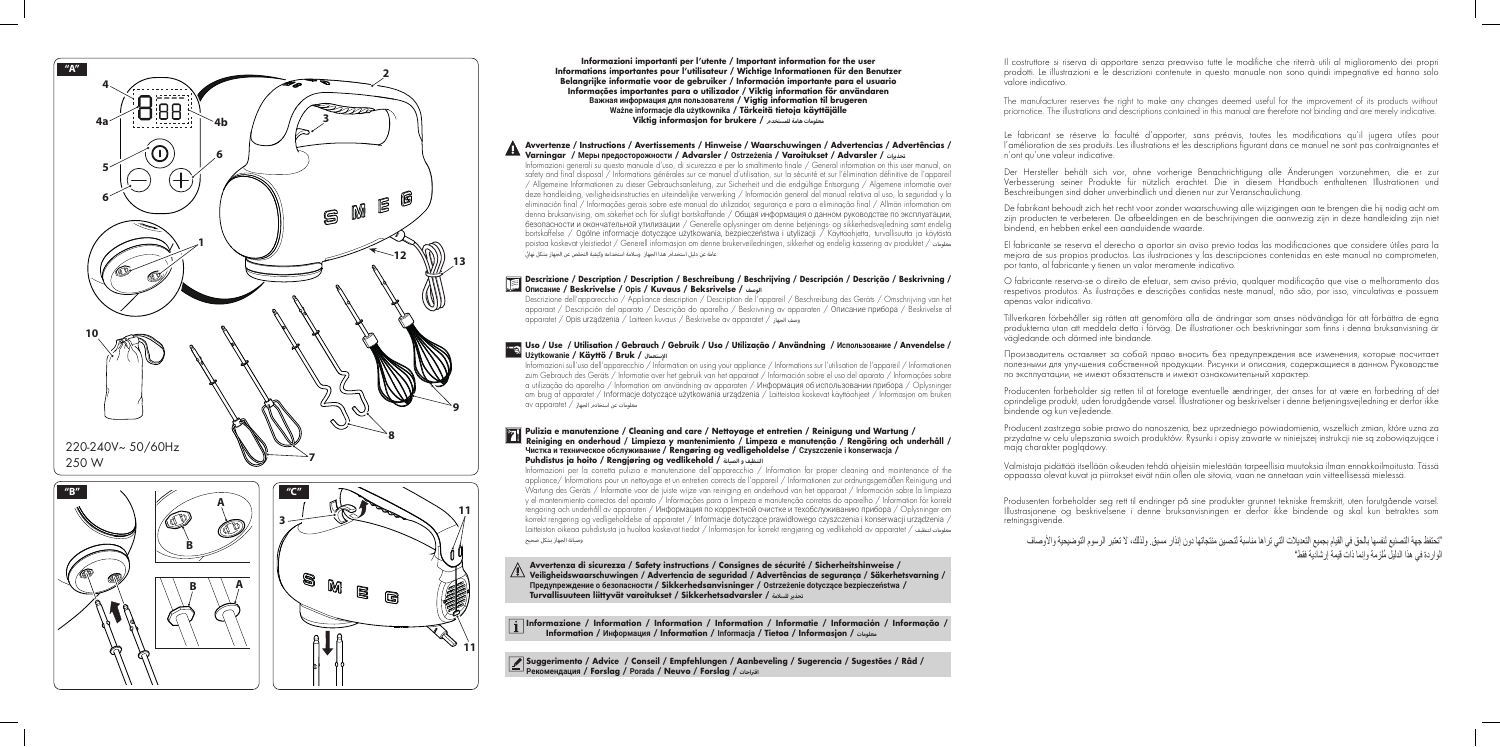"A"

4

4a

4b

5

6

6

2

3

1

12

13

10

9

8

7

220-240V~ 50/60Hz
250 W

"B"

A

B

A

"C"

3

11

11

**Informazioni importanti per l'utente / Important information for the user**
**Informations importantes pour l'utilisateur / Wichtige Informationen für den Benutzer**
**Belangrijke informatie voor de gebruiker / Información importante para el usuario**
**Informações importantes para o utilizador / Viktig information för användaren**
**Важная информация для пользователя / Vigtig information til brugeren**
**Ważne informacje dla użytkownika / Tärkeitä tietoja käyttäjälle**
**Viktig informasjon for brukere / معلومات هامة للمستخدم**

**Avvertenze / Instructions / Avertissements / Hinweise / Waarschuwingen / Advertencias / Advertências / Varningar / Меры предосторожности / Advarsler / Ostrzeżenia / Varoitukset / Advarsler / تحذيرات**

Informazioni generali su questo manuale d'uso, di sicurezza e per lo smaltimento finale / General information on this user manual, on safety and final disposal / Informations générales sur ce manuel d'utilisation, sur la sécurité et sur l'élimination définitive de l'appareil / Allgemeine Informationen zu dieser Gebrauchsanleitung, zur Sicherheit und die endgültige Entsorgung / Algemene informatie over deze handleiding, veiligheidsinstructies en uiteindelijke verwerking / Información general del manual relativa al uso, la seguridad y la eliminación final / Informações gerais sobre este manual do utilizador, segurança e para a eliminação final / Allmän information om denna bruksanvisning, om säkerhet och för slutligt bortskaffande / Общая информация о данном руководстве по эксплуатации, безопасности и окончательной утилизации / Generelle oplysninger om denne betjenings- og sikkerhedsvejledning samt endelig bortskaffelse / Ogólne informacje dotyczące użytkowania, bezpieczeństwa i utylizacji / Käyttöohjetta, turvallisuutta ja käytöstä poistoa koskevat yleistiedot / Generell informasjon om denne brukerveiledningen, sikkerhet og endelig kassering av produktet / معلومات عامة عن دليل استخدام هذا الجهاز وسلامة استخدامه وكيفية التخلص من الجهاز بشكل نهائي

**Descrizione / Description / Description / Beschreibung / Beschrijving / Descripción / Descrição / Beskrivning / Описание / Beskrivelse / Opis / Kuvaus / Beksrivelse / الوصف**

Descrizione dell'apparecchio / Appliance description / Description de l'appareil / Beschreibung des Geräts / Omschrijving van het apparaat / Descripción del aparato / Descrição do aparelho / Beskrivning av apparaten / Описание прибора / Beskrivelse af apparatet / Opis urządzenia / Laitteen kuvaus / Beskrivelse av apparatet / وصف الجهاز

**Uso / Use / Utilisation / Gebrauch / Gebruik / Uso / Utilização / Användning / Использование / Anvendelse / Użytkowanie / Käyttö / Bruk / الإستعمال**

Informazioni sull'uso dell'apparecchio / Information on using your appliance / Informations sur l'utilisation de l'appareil / Informationen zum Gebrauch des Geräts / Informatie over het gebruik van het apparaat / Información sobre el uso del aparato / Informações sobre a utilização do aparelho / Information om användning av apparaten / Информация об использовании прибора / Oplysninger om brug af apparatet / Informacje dotyczące użytkowania urządzenia / Laitteiston käyttöä koskevat käyttöohjeet / Informasjon om bruken av apparatet / معلومات عن استخدام الجهاز

**Pulizia e manutenzione / Cleaning and care / Nettoyage et entretien / Reinigung und Wartung / Reiniging en onderhoud / Limpieza y mantenimiento / Limpeza e manutenção / Rengöring och underhåll / Чистка и техническое обслуживание / Rengøring og vedligeholdelse / Czyszczenie i konserwacja / Puhdistus ja hoito / Rengjøring og vedlikehold / التنظيف والصيانة**

Informazioni per la corretta pulizia e manutenzione dell'apparecchio / Information for proper cleaning and maintenance of the appliance/ Informations pour un nettoyage et un entretien corrects de l'appareil / Informationen zur ordnungsgemäßen Reinigung und Wartung des Geräts / Informatie voor de juiste wijze van reiniging en onderhoud van het apparaat / Información sobre la limpieza y el mantenimiento correctos del aparato / Informações para a limpeza e manutenção corretas do aparelho / Information för korrekt rengöring och underhåll av apparaten / Информация по корректной очистке и техобслуживанию прибора / Oplysninger om korrekt rengøring og vedligeholdelse af apparatet / Informacje dotyczące prawidłowego czyszczenia i konserwacji urządzenia / Laitteiston oikeaa puhdistusta ja huoltoa koskevat tiedot / Informasjon for korrekt rengjøring og vedlikehold av apparatet / معلومات لتنظيف وصيانة الجهاز بشكل صحيح

**Avvertenza di sicurezza / Safety instructions / Consignes de sécurité / Sicherheitshinweise / Veiligheidswaarschuwingen / Advertencia de seguridad / Advertências de segurança / Säkerhetsvarning / Предупреждение о безопасности / Sikkerhedsanvisninger / Ostrzeżenie dotyczące bezpieczeństwa / Turvallisuuteen liittyvät varoitukset / Sikkerhetsadvarsler / تحذير للسلامة**

**Informazione / Information / Information / Information / Informatie / Información / Informação / Information / Информация / Information / Informacja / Tietoa / Informasjon / معلومات**

**Suggerimento / Advice / Conseil / Empfehlungen / Aanbeveling / Sugerencia / Sugestões / Råd / Рекомендация / Forslag / Porada / Neuvo / Forslag / اقتراحات**

Il costruttore si riserva di apportare senza preavviso tutte le modifiche che riterrà utili al miglioramento dei propri prodotti. Le illustrazioni e le descrizioni contenute in questo manuale non sono quindi impegnative ed hanno solo valore indicativo.

The manufacturer reserves the right to make any changes deemed useful for the improvement of its products without priornotice. The illustrations and descriptions contained in this manual are therefore not binding and are merely indicative.

Le fabricant se réserve la faculté d'apporter, sans préavis, toutes les modifications qu'il jugera utiles pour l'amélioration de ses produits. Les illustrations et les descriptions figurant dans ce manuel ne sont pas contraignantes et n'ont qu'une valeur indicative.

Der Hersteller behält sich vor, ohne vorherige Benachrichtigung alle Änderungen vorzunehmen, die er zur Verbesserung seiner Produkte für nützlich erachtet. Die in diesem Handbuch enthaltenen Illustrationen und Beschreibungen sind daher unverbindlich und dienen nur zur Veranschaulichung.

De fabrikant behoudt zich het recht voor zonder waarschuwing alle wijzigingen aan te brengen die hij nodig acht om zijn producten te verbeteren. De afbeeldingen en de beschrijvingen die aanwezig zijn in deze handleiding zijn niet bindend, en hebben enkel een aanduidende waarde.

El fabricante se reserva el derecho a aportar sin aviso previo todas las modificaciones que considere útiles para la mejora de sus propios productos. Las ilustraciones y las descripciones contenidas en este manual no comprometen, por tanto, al fabricante y tienen un valor meramente indicativo.

O fabricante reserva-se o direito de efetuar, sem aviso prévio, qualquer modificação que vise o melhoramento dos respetivos produtos. As ilustrações e descrições contidas neste manual, não são, por isso, vinculativas e possuem apenas valor indicativo.

Tillverkaren förbehåller sig rätten att genomföra alla de ändringar som anses nödvändiga för att förbättra de egna produkterna utan att meddela detta i förväg. De illustrationer och beskrivningar som finns i denna bruksanvisning är vägledande och därmed inte bindande.

Производитель оставляет за собой право вносить без предупреждения все изменения, которые посчитает полезными для улучшения собственной продукции. Рисунки и описания, содержащиеся в данном Руководстве по эксплуатации, не имеют обязательств и имеют ознакомительный характер.

Producenten forbeholder sig retten til at foretage eventuelle ændringer, der anses for at være en forbedring af det oprindelige produkt, uden forudgående varsel. Illustrationer og beskrivelser i denne betjeningsvejledning er derfor ikke bindende og kun vejledende.

Producent zastrzega sobie prawo do nanoszenia, bez uprzedniego powiadomienia, wszelkich zmian, które uzna za przydatne w celu ulepszania swoich produktów. Rysunki i opisy zawarte w niniejszej instrukcji nie są zobowiązujące i mają charakter poglądowy.

Valmistaja pidättää itsellään oikeuden tehdä ohjeisiin mielestään tarpeellisia muutoksia ilman ennakkoilmoitusta. Tässä oppaassa olevat kuvat ja piirrokset eivät näin ollen ole sitovia, vaan ne annetaan vain viitteellisessä mielessä.

Produsenten forbeholder seg rett til endringer på sine produkter grunnet tekniske fremskritt, uten forutgående varsel. Illustrasjonene og beskrivelsene i denne bruksanvisningen er derfor ikke bindende og skal kun betraktes som retningsgivende.

"تحتفظ جهة التصنيع لنفسها بالحق في القيام بجميع التعديلات التي تراها مناسبة لتحسين منتجاتها دون إنذار مسبق. ولذلك، لا تعتبر الرسوم التوضيحية والأوصاف الواردة في هذا الدليل مُلزمة وإنما ذات قيمة إرشادية فقط"